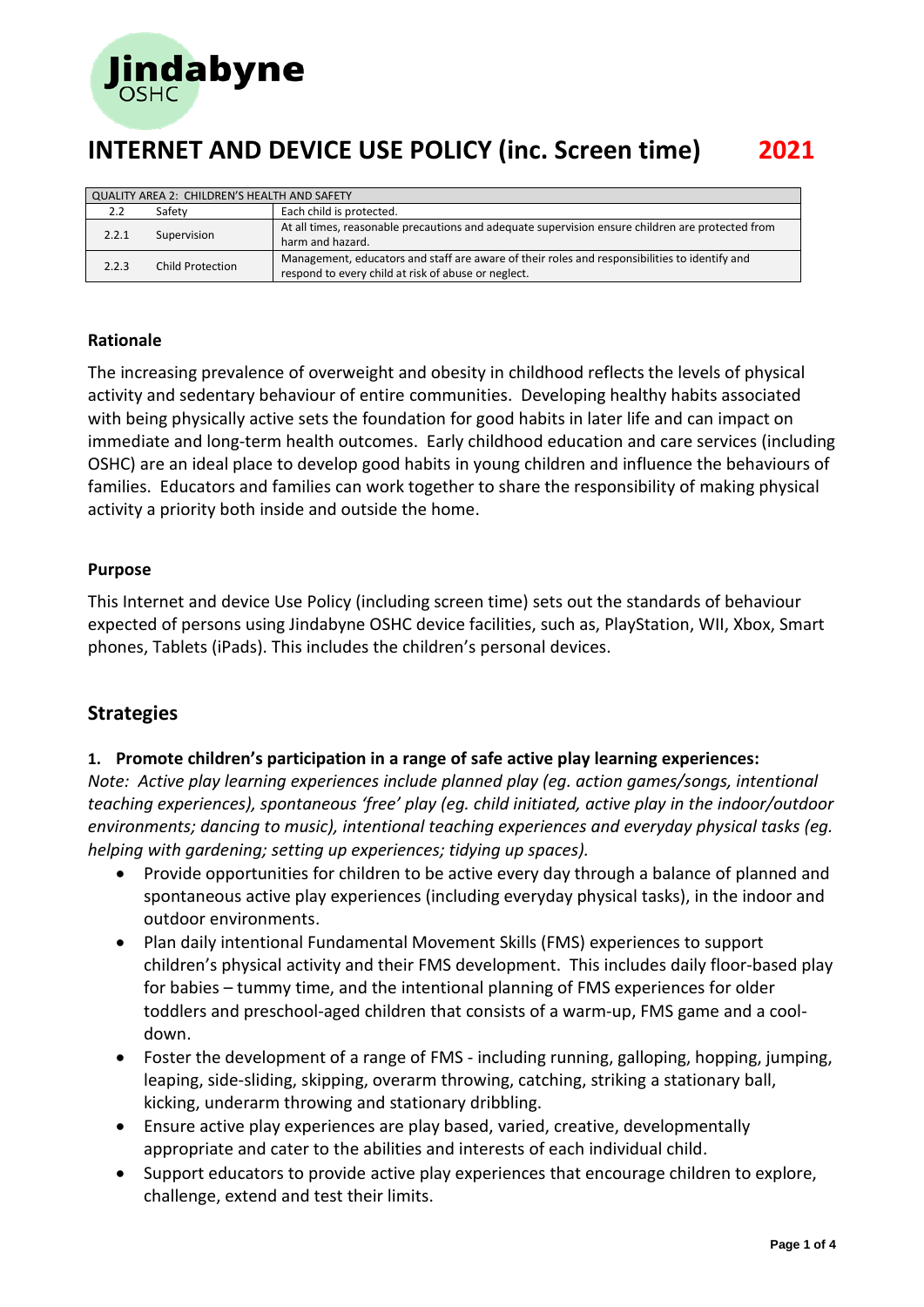Jindabyne
OSHC

# INTERNET AND DEVICE USE POLICY (inc. Screen time) 2021

| QUALITY AREA 2: CHILDREN'S HEALTH AND SAFETY | | |
|---|---|---|
| 2.2 | Safety | Each child is protected. |
| 2.2.1 | Supervision | At all times, reasonable precautions and adequate supervision ensure children are protected from harm and hazard. |
| 2.2.3 | Child Protection | Management, educators and staff are aware of their roles and responsibilities to identify and respond to every child at risk of abuse or neglect. |

### Rationale

The increasing prevalence of overweight and obesity in childhood reflects the levels of physical activity and sedentary behaviour of entire communities. Developing healthy habits associated with being physically active sets the foundation for good habits in later life and can impact on immediate and long-term health outcomes. Early childhood education and care services (including OSHC) are an ideal place to develop good habits in young children and influence the behaviours of families. Educators and families can work together to share the responsibility of making physical activity a priority both inside and outside the home.

### Purpose

This Internet and device Use Policy (including screen time) sets out the standards of behaviour expected of persons using Jindabyne OSHC device facilities, such as, PlayStation, WII, Xbox, Smart phones, Tablets (iPads). This includes the children's personal devices.

## Strategies

**1. Promote children's participation in a range of safe active play learning experiences:**

*Note: Active play learning experiences include planned play (eg. action games/songs, intentional teaching experiences), spontaneous 'free' play (eg. child initiated, active play in the indoor/outdoor environments; dancing to music), intentional teaching experiences and everyday physical tasks (eg. helping with gardening; setting up experiences; tidying up spaces).*

- Provide opportunities for children to be active every day through a balance of planned and spontaneous active play experiences (including everyday physical tasks), in the indoor and outdoor environments.
- Plan daily intentional Fundamental Movement Skills (FMS) experiences to support children's physical activity and their FMS development. This includes daily floor-based play for babies – tummy time, and the intentional planning of FMS experiences for older toddlers and preschool-aged children that consists of a warm-up, FMS game and a cool-down.
- Foster the development of a range of FMS - including running, galloping, hopping, jumping, leaping, side-sliding, skipping, overarm throwing, catching, striking a stationary ball, kicking, underarm throwing and stationary dribbling.
- Ensure active play experiences are play based, varied, creative, developmentally appropriate and cater to the abilities and interests of each individual child.
- Support educators to provide active play experiences that encourage children to explore, challenge, extend and test their limits.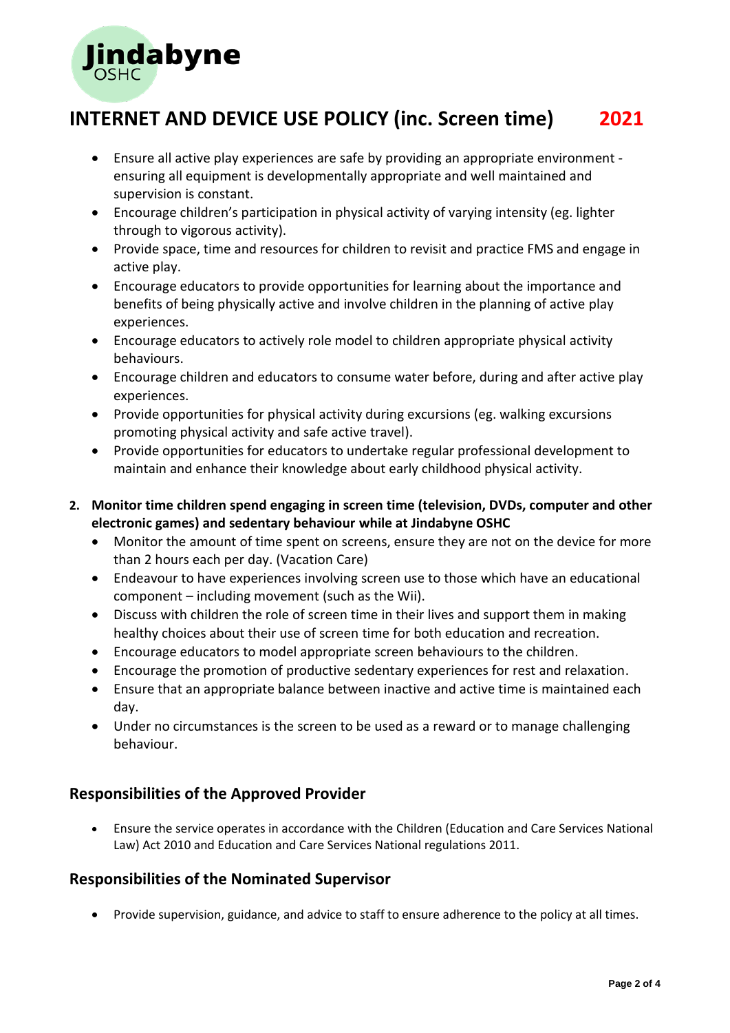# INTERNET AND DEVICE USE POLICY (inc. Screen time) 2021

- Ensure all active play experiences are safe by providing an appropriate environment - ensuring all equipment is developmentally appropriate and well maintained and supervision is constant.
- Encourage children's participation in physical activity of varying intensity (eg. lighter through to vigorous activity).
- Provide space, time and resources for children to revisit and practice FMS and engage in active play.
- Encourage educators to provide opportunities for learning about the importance and benefits of being physically active and involve children in the planning of active play experiences.
- Encourage educators to actively role model to children appropriate physical activity behaviours.
- Encourage children and educators to consume water before, during and after active play experiences.
- Provide opportunities for physical activity during excursions (eg. walking excursions promoting physical activity and safe active travel).
- Provide opportunities for educators to undertake regular professional development to maintain and enhance their knowledge about early childhood physical activity.

2. **Monitor time children spend engaging in screen time (television, DVDs, computer and other electronic games) and sedentary behaviour while at Jindabyne OSHC**
   - Monitor the amount of time spent on screens, ensure they are not on the device for more than 2 hours each per day. (Vacation Care)
   - Endeavour to have experiences involving screen use to those which have an educational component – including movement (such as the Wii).
   - Discuss with children the role of screen time in their lives and support them in making healthy choices about their use of screen time for both education and recreation.
   - Encourage educators to model appropriate screen behaviours to the children.
   - Encourage the promotion of productive sedentary experiences for rest and relaxation.
   - Ensure that an appropriate balance between inactive and active time is maintained each day.
   - Under no circumstances is the screen to be used as a reward or to manage challenging behaviour.

## Responsibilities of the Approved Provider

- Ensure the service operates in accordance with the Children (Education and Care Services National Law) Act 2010 and Education and Care Services National regulations 2011.

## Responsibilities of the Nominated Supervisor

- Provide supervision, guidance, and advice to staff to ensure adherence to the policy at all times.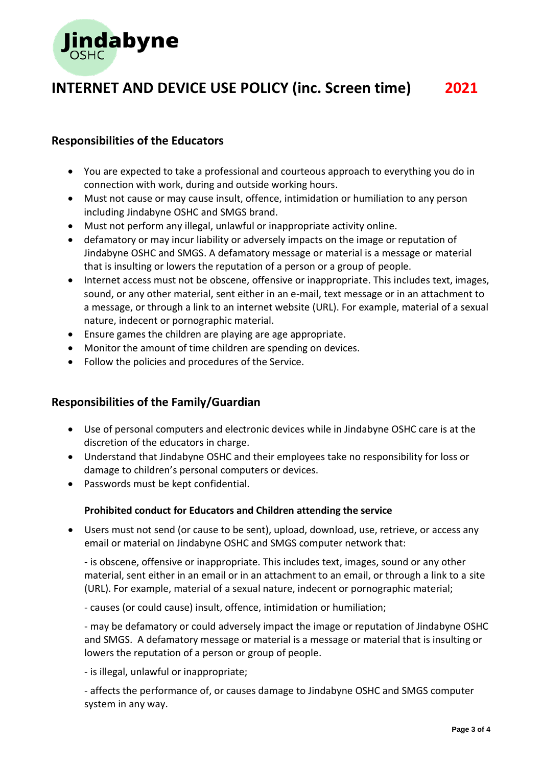# INTERNET AND DEVICE USE POLICY (inc. Screen time) 2021

## Responsibilities of the Educators

- You are expected to take a professional and courteous approach to everything you do in connection with work, during and outside working hours.
- Must not cause or may cause insult, offence, intimidation or humiliation to any person including Jindabyne OSHC and SMGS brand.
- Must not perform any illegal, unlawful or inappropriate activity online.
- defamatory or may incur liability or adversely impacts on the image or reputation of Jindabyne OSHC and SMGS. A defamatory message or material is a message or material that is insulting or lowers the reputation of a person or a group of people.
- Internet access must not be obscene, offensive or inappropriate. This includes text, images, sound, or any other material, sent either in an e-mail, text message or in an attachment to a message, or through a link to an internet website (URL). For example, material of a sexual nature, indecent or pornographic material.
- Ensure games the children are playing are age appropriate.
- Monitor the amount of time children are spending on devices.
- Follow the policies and procedures of the Service.

## Responsibilities of the Family/Guardian

- Use of personal computers and electronic devices while in Jindabyne OSHC care is at the discretion of the educators in charge.
- Understand that Jindabyne OSHC and their employees take no responsibility for loss or damage to children's personal computers or devices.
- Passwords must be kept confidential.

### Prohibited conduct for Educators and Children attending the service

- Users must not send (or cause to be sent), upload, download, use, retrieve, or access any email or material on Jindabyne OSHC and SMGS computer network that:

  - is obscene, offensive or inappropriate. This includes text, images, sound or any other material, sent either in an email or in an attachment to an email, or through a link to a site (URL). For example, material of a sexual nature, indecent or pornographic material;

  - causes (or could cause) insult, offence, intimidation or humiliation;

  - may be defamatory or could adversely impact the image or reputation of Jindabyne OSHC and SMGS. A defamatory message or material is a message or material that is insulting or lowers the reputation of a person or group of people.

  - is illegal, unlawful or inappropriate;

  - affects the performance of, or causes damage to Jindabyne OSHC and SMGS computer system in any way.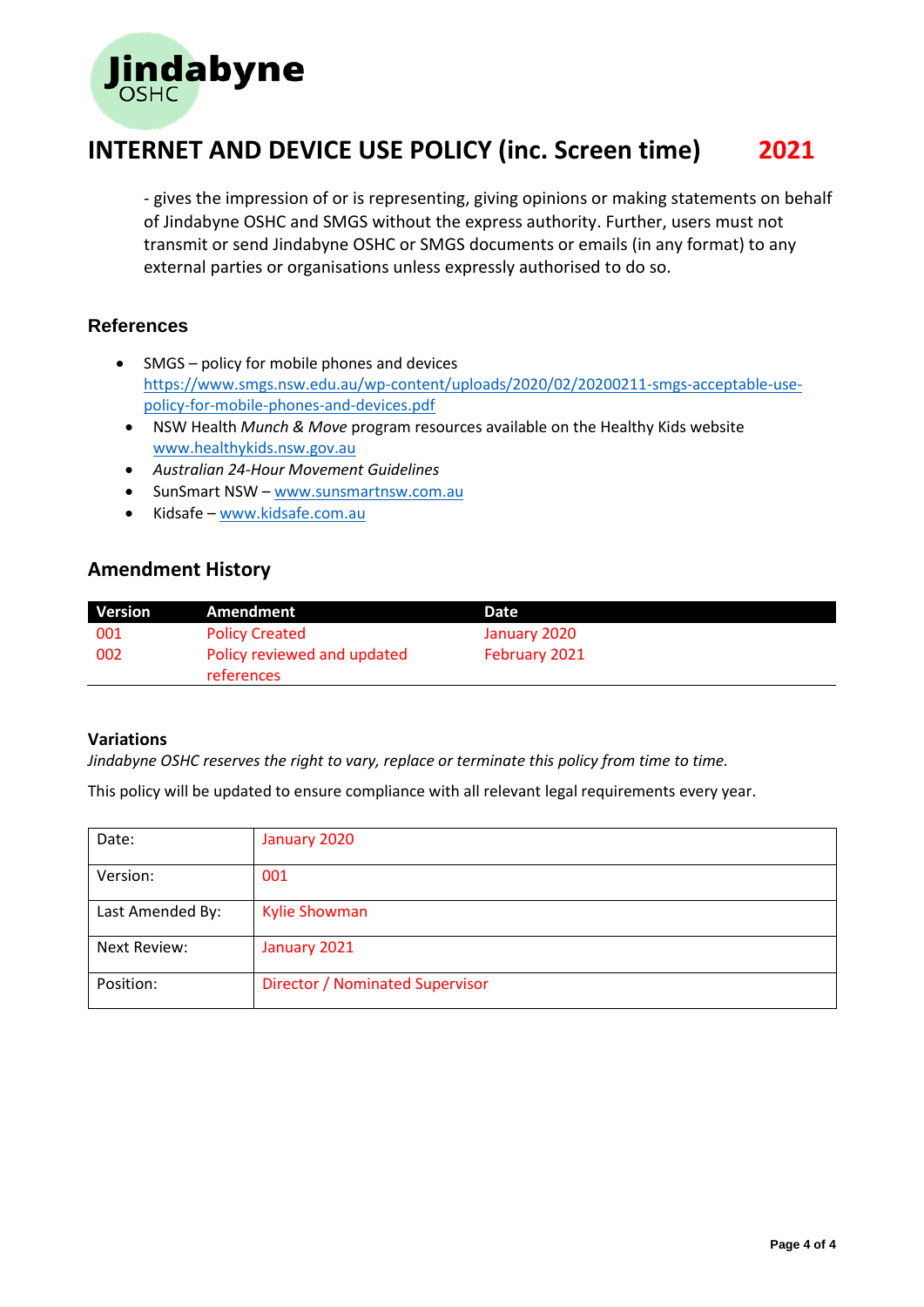- gives the impression of or is representing, giving opinions or making statements on behalf of Jindabyne OSHC and SMGS without the express authority. Further, users must not transmit or send Jindabyne OSHC or SMGS documents or emails (in any format) to any external parties or organisations unless expressly authorised to do so.

## References

- SMGS – policy for mobile phones and devices https://www.smgs.nsw.edu.au/wp-content/uploads/2020/02/20200211-smgs-acceptable-use-policy-for-mobile-phones-and-devices.pdf
- NSW Health *Munch & Move* program resources available on the Healthy Kids website www.healthykids.nsw.gov.au
- *Australian 24-Hour Movement Guidelines*
- SunSmart NSW – www.sunsmartnsw.com.au
- Kidsafe – www.kidsafe.com.au

## Amendment History

| Version | Amendment | Date |
|---|---|---|
| 001 | Policy Created | January 2020 |
| 002 | Policy reviewed and updated references | February 2021 |

**Variations**

*Jindabyne OSHC reserves the right to vary, replace or terminate this policy from time to time.*

This policy will be updated to ensure compliance with all relevant legal requirements every year.

| | |
|---|---|
| Date: | January 2020 |
| Version: | 001 |
| Last Amended By: | Kylie Showman |
| Next Review: | January 2021 |
| Position: | Director / Nominated Supervisor |